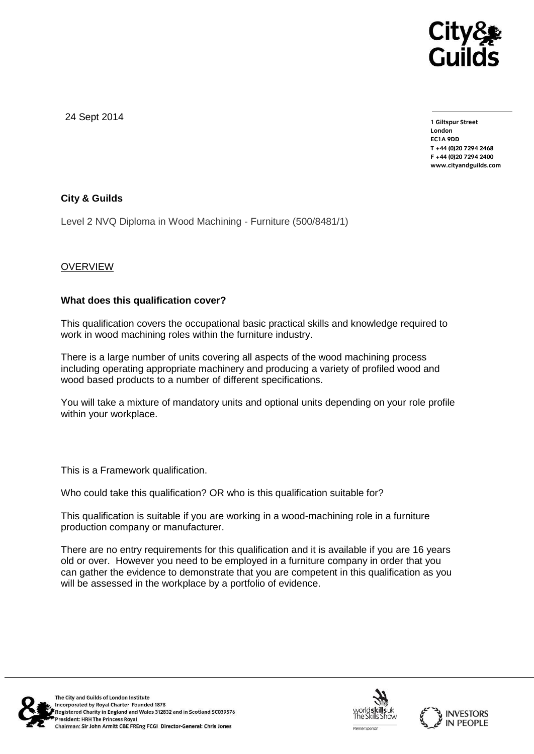24 Sept 2014

**1 Giltspur Street**
**London**
**EC1A 9DD**
**T +44 (0)20 7294 2468**
**F +44 (0)20 7294 2400**
**www.cityandguilds.com**

**City & Guilds**

Level 2 NVQ Diploma in Wood Machining - Furniture (500/8481/1)

OVERVIEW

**What does this qualification cover?**

This qualification covers the occupational basic practical skills and knowledge required to work in wood machining roles within the furniture industry.

There is a large number of units covering all aspects of the wood machining process including operating appropriate machinery and producing a variety of profiled wood and wood based products to a number of different specifications.

You will take a mixture of mandatory units and optional units depending on your role profile within your workplace.

This is a Framework qualification.

Who could take this qualification? OR who is this qualification suitable for?

This qualification is suitable if you are working in a wood-machining role in a furniture production company or manufacturer.

There are no entry requirements for this qualification and it is available if you are 16 years old or over. However you need to be employed in a furniture company in order that you can gather the evidence to demonstrate that you are competent in this qualification as you will be assessed in the workplace by a portfolio of evidence.

The City and Guilds of London Institute
Incorporated by Royal Charter Founded 1878
Registered Charity in England and Wales 312832 and in Scotland SC039576
President: HRH The Princess Royal
Chairman: Sir John Armitt CBE FREng FCGI Director-General: Chris Jones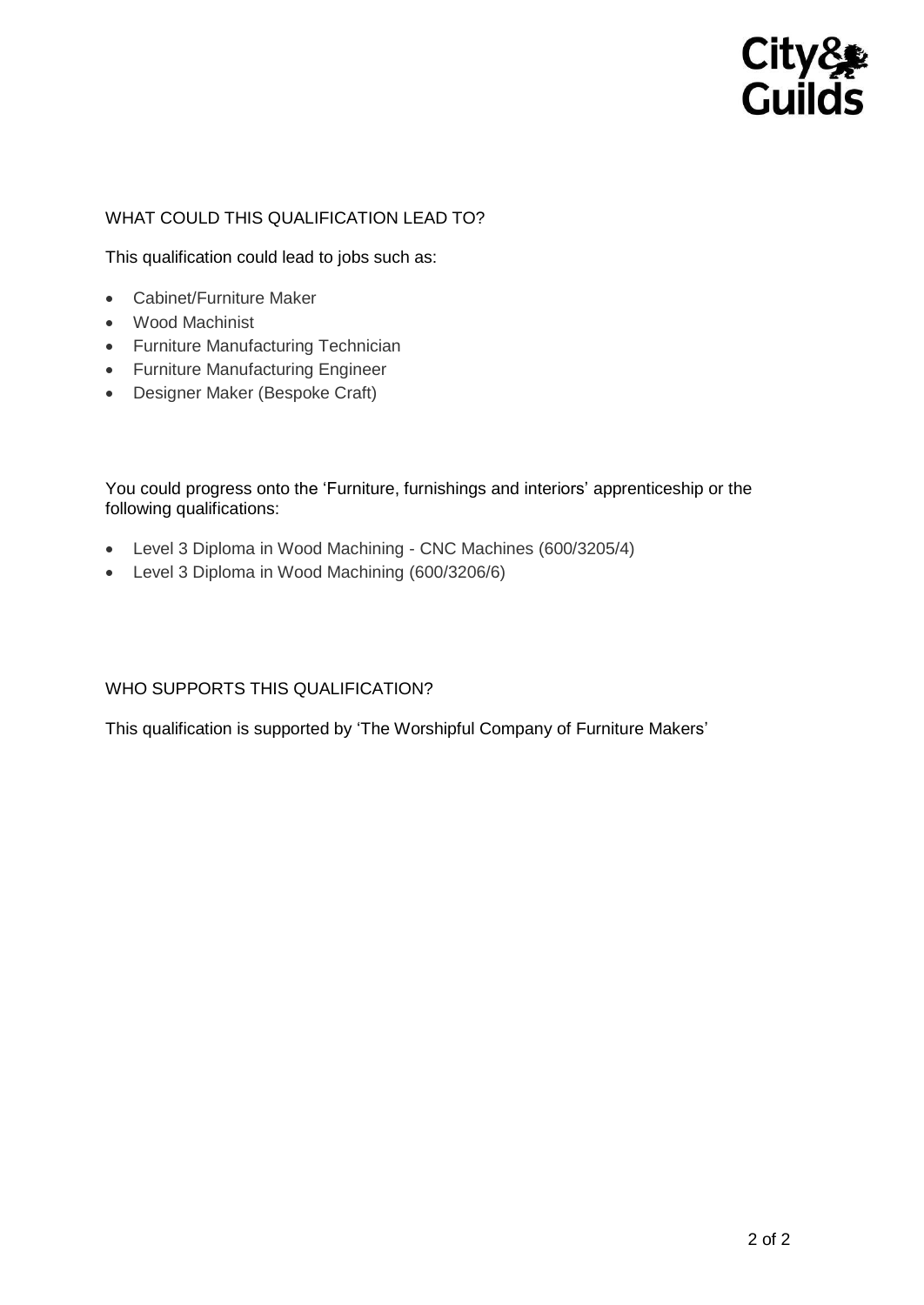## WHAT COULD THIS QUALIFICATION LEAD TO?

This qualification could lead to jobs such as:

- Cabinet/Furniture Maker
- Wood Machinist
- Furniture Manufacturing Technician
- Furniture Manufacturing Engineer
- Designer Maker (Bespoke Craft)

You could progress onto the 'Furniture, furnishings and interiors' apprenticeship or the following qualifications:

- Level 3 Diploma in Wood Machining - CNC Machines (600/3205/4)
- Level 3 Diploma in Wood Machining (600/3206/6)

## WHO SUPPORTS THIS QUALIFICATION?

This qualification is supported by 'The Worshipful Company of Furniture Makers'